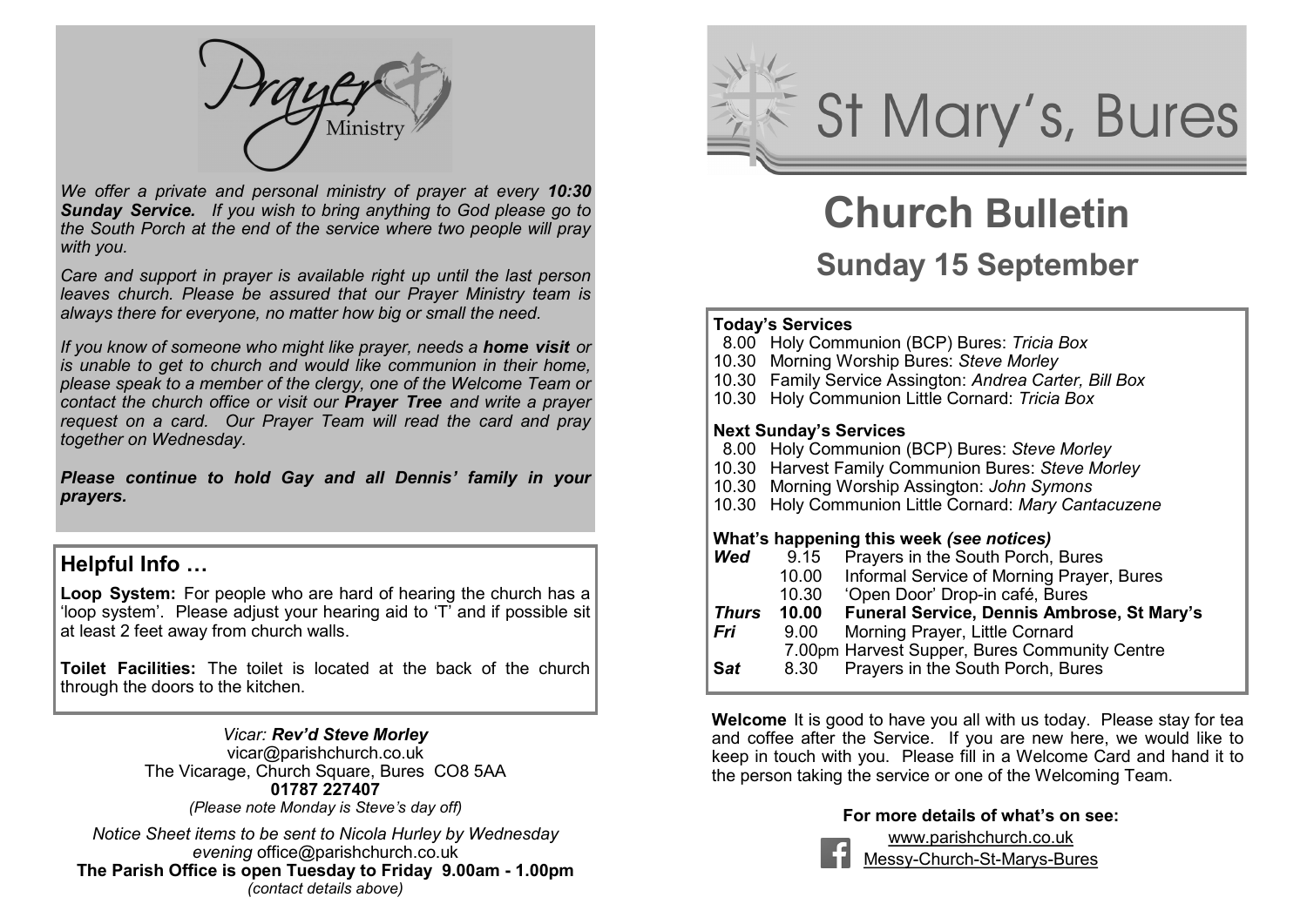# Prayer Ministry

*We offer a private and personal ministry of prayer at every* ***10:30 Sunday Service.*** *If you wish to bring anything to God please go to the South Porch at the end of the service where two people will pray with you.*

*Care and support in prayer is available right up until the last person leaves church. Please be assured that our Prayer Ministry team is always there for everyone, no matter how big or small the need.*

*If you know of someone who might like prayer, needs a* ***home visit*** *or is unable to get to church and would like communion in their home, please speak to a member of the clergy, one of the Welcome Team or contact the church office or visit our* ***Prayer Tree*** *and write a prayer request on a card. Our Prayer Team will read the card and pray together on Wednesday.*

***Please continue to hold Gay and all Dennis' family in your prayers.***

## Helpful Info …

**Loop System:** For people who are hard of hearing the church has a 'loop system'. Please adjust your hearing aid to 'T' and if possible sit at least 2 feet away from church walls.

**Toilet Facilities:** The toilet is located at the back of the church through the doors to the kitchen.

*Vicar:* ***Rev'd Steve Morley***
vicar@parishchurch.co.uk
The Vicarage, Church Square, Bures CO8 5AA
**01787 227407**
*(Please note Monday is Steve's day off)*

*Notice Sheet items to be sent to Nicola Hurley by Wednesday evening* office@parishchurch.co.uk
**The Parish Office is open Tuesday to Friday 9.00am - 1.00pm**
*(contact details above)*

# St Mary's, Bures

# Church Bulletin

## Sunday 15 September

**Today's Services**
- 8.00 Holy Communion (BCP) Bures: *Tricia Box*
- 10.30 Morning Worship Bures: *Steve Morley*
- 10.30 Family Service Assington: *Andrea Carter, Bill Box*
- 10.30 Holy Communion Little Cornard: *Tricia Box*

**Next Sunday's Services**
- 8.00 Holy Communion (BCP) Bures: *Steve Morley*
- 10.30 Harvest Family Communion Bures: *Steve Morley*
- 10.30 Morning Worship Assington: *John Symons*
- 10.30 Holy Communion Little Cornard: *Mary Cantacuzene*

**What's happening this week** ***(see notices)***

| | | |
|---|---|---|
| ***Wed*** | 9.15 | Prayers in the South Porch, Bures |
| | 10.00 | Informal Service of Morning Prayer, Bures |
| | 10.30 | 'Open Door' Drop-in café, Bures |
| ***Thurs*** | **10.00** | **Funeral Service, Dennis Ambrose, St Mary's** |
| ***Fri*** | 9.00 | Morning Prayer, Little Cornard |
| | 7.00pm | Harvest Supper, Bures Community Centre |
| ***Sat*** | 8.30 | Prayers in the South Porch, Bures |

**Welcome** It is good to have you all with us today. Please stay for tea and coffee after the Service. If you are new here, we would like to keep in touch with you. Please fill in a Welcome Card and hand it to the person taking the service or one of the Welcoming Team.

**For more details of what's on see:**

www.parishchurch.co.uk
Messy-Church-St-Marys-Bures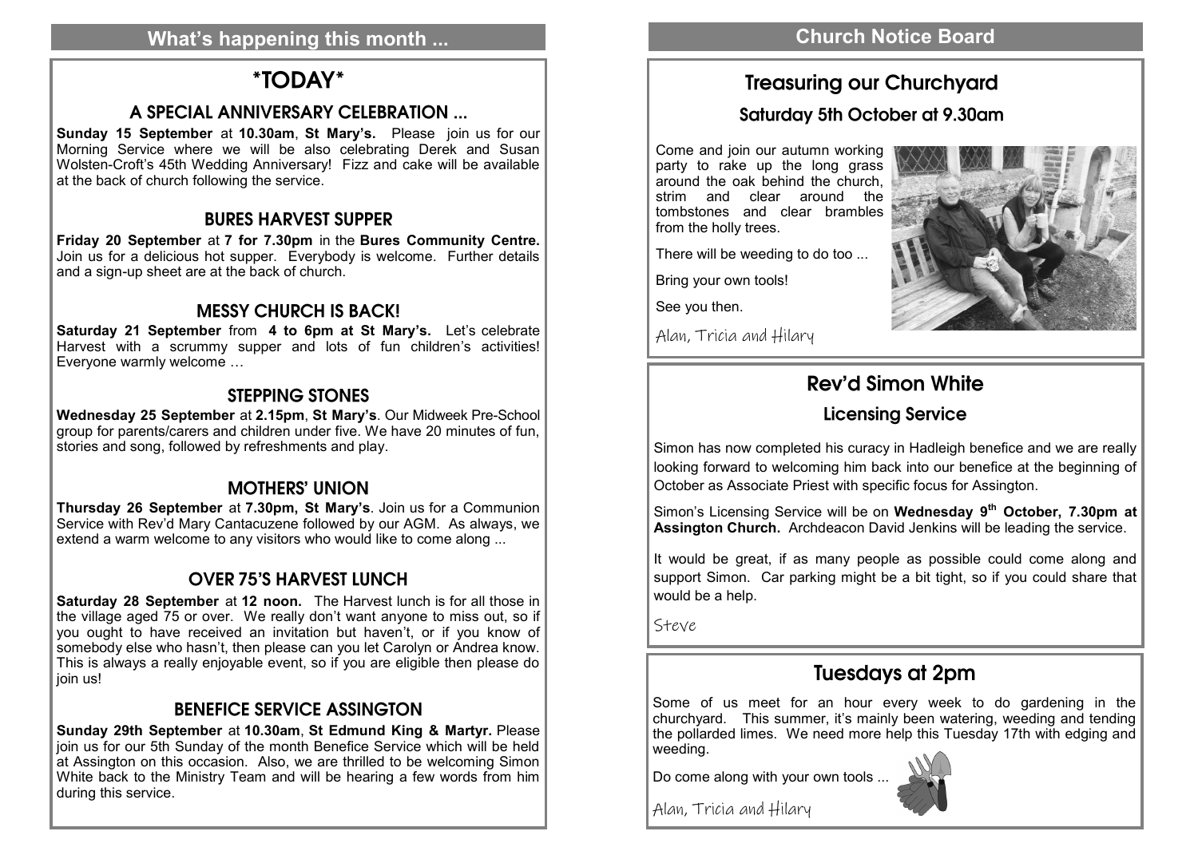## What's happening this month ...

# *TODAY*

### A SPECIAL ANNIVERSARY CELEBRATION ...

**Sunday 15 September** at **10.30am**, **St Mary's.** Please join us for our Morning Service where we will be also celebrating Derek and Susan Wolsten-Croft's 45th Wedding Anniversary! Fizz and cake will be available at the back of church following the service.

### BURES HARVEST SUPPER

**Friday 20 September** at **7 for 7.30pm** in the **Bures Community Centre.** Join us for a delicious hot supper. Everybody is welcome. Further details and a sign-up sheet are at the back of church.

### MESSY CHURCH IS BACK!

**Saturday 21 September** from **4 to 6pm at St Mary's.** Let's celebrate Harvest with a scrummy supper and lots of fun children's activities! Everyone warmly welcome …

### STEPPING STONES

**Wednesday 25 September** at **2.15pm**, **St Mary's**. Our Midweek Pre-School group for parents/carers and children under five. We have 20 minutes of fun, stories and song, followed by refreshments and play.

### MOTHERS' UNION

**Thursday 26 September** at **7.30pm, St Mary's**. Join us for a Communion Service with Rev'd Mary Cantacuzene followed by our AGM. As always, we extend a warm welcome to any visitors who would like to come along ...

### OVER 75'S HARVEST LUNCH

**Saturday 28 September** at **12 noon.** The Harvest lunch is for all those in the village aged 75 or over. We really don't want anyone to miss out, so if you ought to have received an invitation but haven't, or if you know of somebody else who hasn't, then please can you let Carolyn or Andrea know. This is always a really enjoyable event, so if you are eligible then please do join us!

### BENEFICE SERVICE ASSINGTON

**Sunday 29th September** at **10.30am**, **St Edmund King & Martyr.** Please join us for our 5th Sunday of the month Benefice Service which will be held at Assington on this occasion. Also, we are thrilled to be welcoming Simon White back to the Ministry Team and will be hearing a few words from him during this service.

## Church Notice Board

### Treasuring our Churchyard

#### Saturday 5th October at 9.30am

Come and join our autumn working party to rake up the long grass around the oak behind the church, strim and clear around the tombstones and clear brambles from the holly trees.

There will be weeding to do too ...

Bring your own tools!

See you then.

Alan, Tricia and Hilary

### Rev'd Simon White

#### Licensing Service

Simon has now completed his curacy in Hadleigh benefice and we are really looking forward to welcoming him back into our benefice at the beginning of October as Associate Priest with specific focus for Assington.

Simon's Licensing Service will be on **Wednesday 9th October, 7.30pm at Assington Church.** Archdeacon David Jenkins will be leading the service.

It would be great, if as many people as possible could come along and support Simon. Car parking might be a bit tight, so if you could share that would be a help.

Steve

### Tuesdays at 2pm

Some of us meet for an hour every week to do gardening in the churchyard. This summer, it's mainly been watering, weeding and tending the pollarded limes. We need more help this Tuesday 17th with edging and weeding.

Do come along with your own tools ...

Alan, Tricia and Hilary